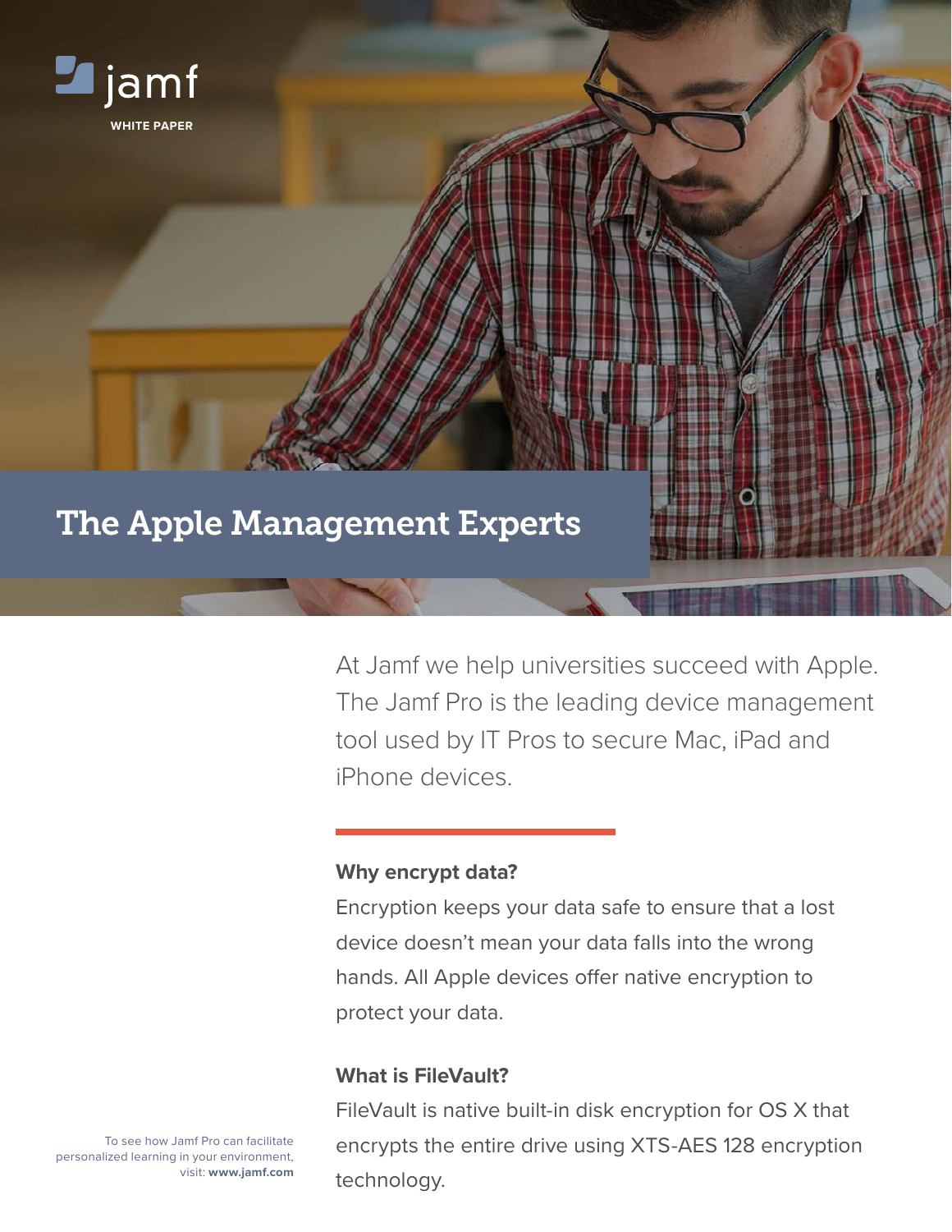jamf

WHITE PAPER

# The Apple Management Experts

At Jamf we help universities succeed with Apple. The Jamf Pro is the leading device management tool used by IT Pros to secure Mac, iPad and iPhone devices.

### Why encrypt data?

Encryption keeps your data safe to ensure that a lost device doesn't mean your data falls into the wrong hands. All Apple devices offer native encryption to protect your data.

### What is FileVault?

FileVault is native built-in disk encryption for OS X that encrypts the entire drive using XTS-AES 128 encryption technology.

To see how Jamf Pro can facilitate personalized learning in your environment, visit: **www.jamf.com**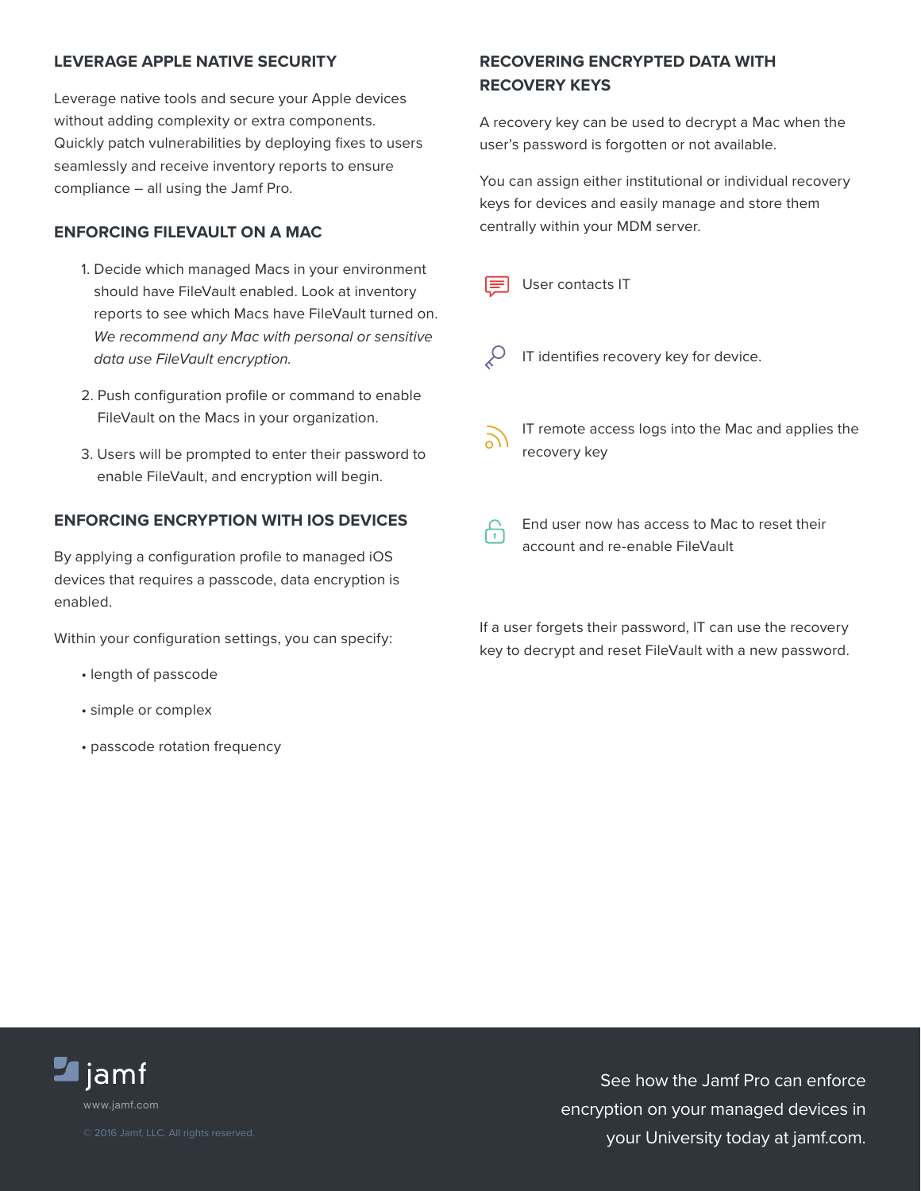## LEVERAGE APPLE NATIVE SECURITY

Leverage native tools and secure your Apple devices without adding complexity or extra components. Quickly patch vulnerabilities by deploying fixes to users seamlessly and receive inventory reports to ensure compliance – all using the Jamf Pro.

## ENFORCING FILEVAULT ON A MAC

1. Decide which managed Macs in your environment should have FileVault enabled. Look at inventory reports to see which Macs have FileVault turned on. *We recommend any Mac with personal or sensitive data use FileVault encryption.*
2. Push configuration profile or command to enable FileVault on the Macs in your organization.
3. Users will be prompted to enter their password to enable FileVault, and encryption will begin.

## ENFORCING ENCRYPTION WITH IOS DEVICES

By applying a configuration profile to managed iOS devices that requires a passcode, data encryption is enabled.

Within your configuration settings, you can specify:

- length of passcode
- simple or complex
- passcode rotation frequency

## RECOVERING ENCRYPTED DATA WITH RECOVERY KEYS

A recovery key can be used to decrypt a Mac when the user's password is forgotten or not available.

You can assign either institutional or individual recovery keys for devices and easily manage and store them centrally within your MDM server.

- User contacts IT
- IT identifies recovery key for device.
- IT remote access logs into the Mac and applies the recovery key
- End user now has access to Mac to reset their account and re-enable FileVault

If a user forgets their password, IT can use the recovery key to decrypt and reset FileVault with a new password.

jamf

www.jamf.com

© 2016 Jamf, LLC. All rights reserved.

See how the Jamf Pro can enforce encryption on your managed devices in your University today at jamf.com.